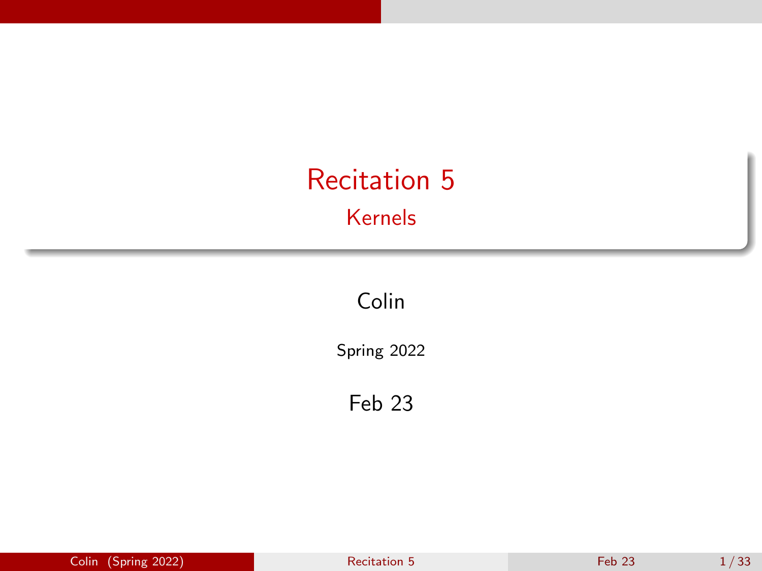# Recitation 5

## Kernels

Colin

Spring 2022

Feb 23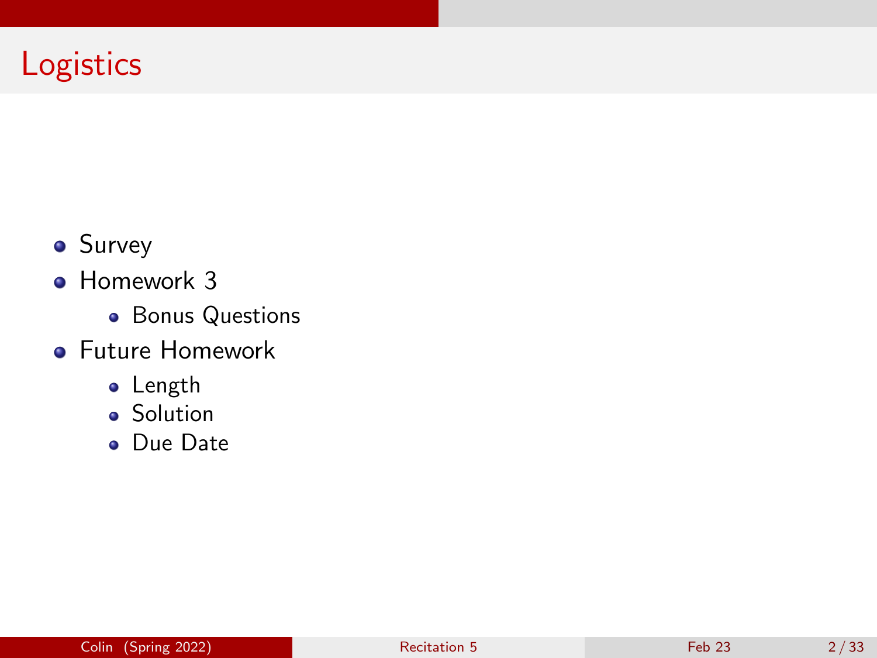# Logistics

- Survey
- Homework 3
  - Bonus Questions
- Future Homework
  - Length
  - Solution
  - Due Date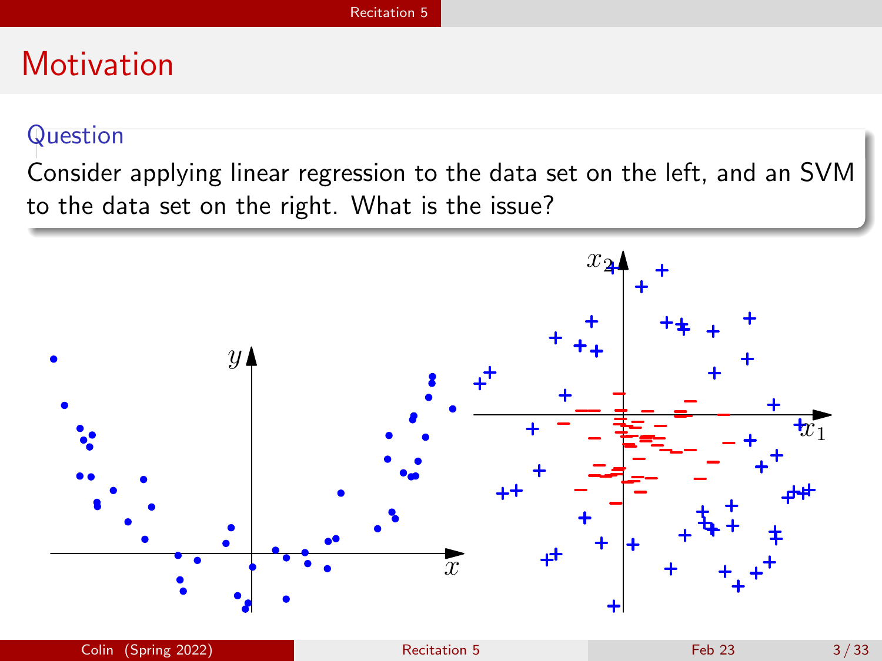# Motivation

### Question

Consider applying linear regression to the data set on the left, and an SVM to the data set on the right. What is the issue?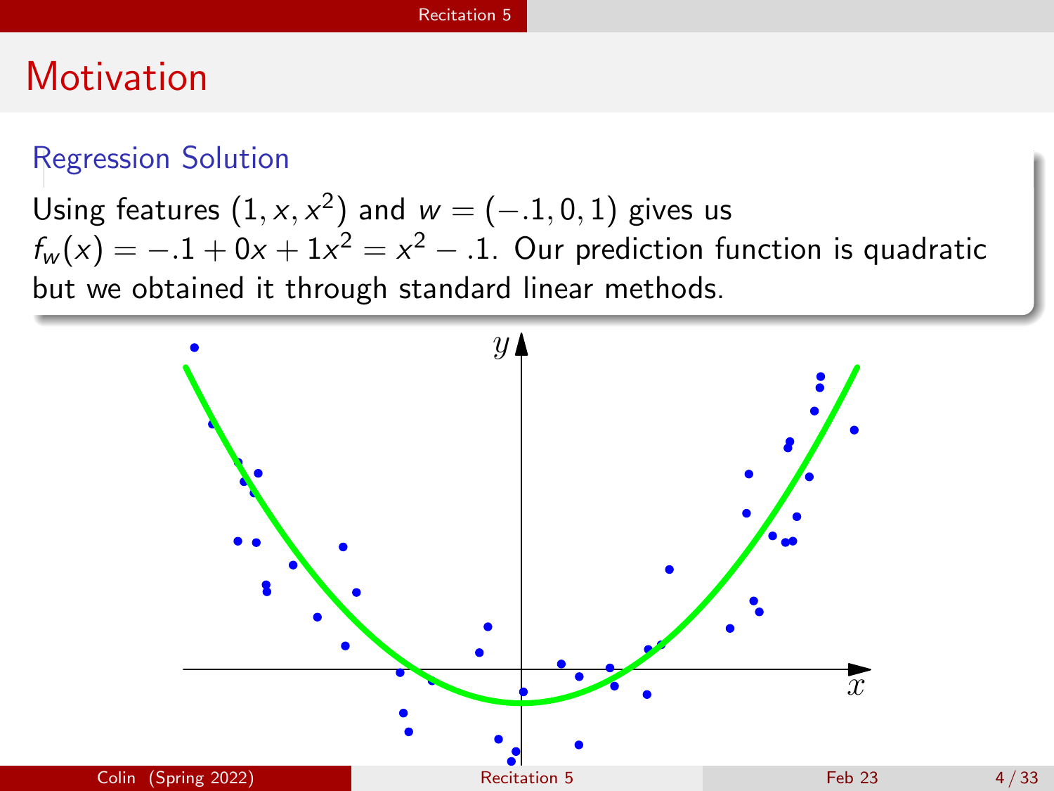# Motivation

### Regression Solution

Using features $(1, x, x^2)$ and $w = (-.1, 0, 1)$ gives us $f_w(x) = -.1 + 0x + 1x^2 = x^2 - .1$. Our prediction function is quadratic but we obtained it through standard linear methods.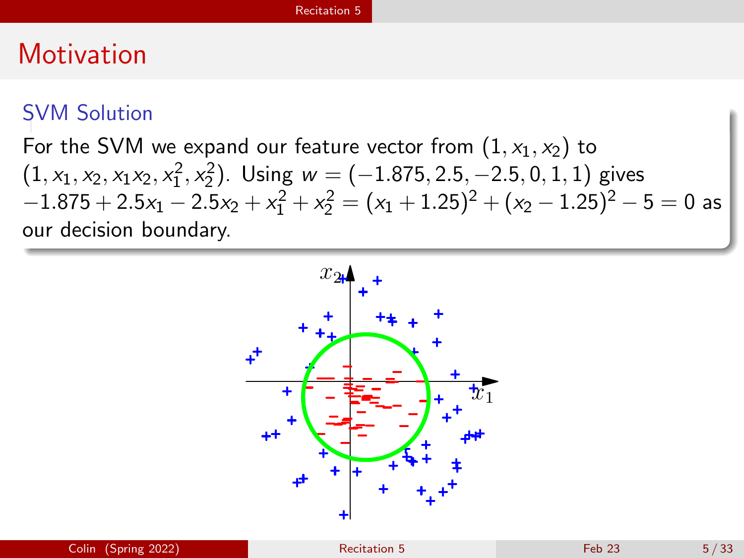# Motivation

### SVM Solution

For the SVM we expand our feature vector from $(1, x_1, x_2)$ to $(1, x_1, x_2, x_1x_2, x_1^2, x_2^2)$. Using $w = (-1.875, 2.5, -2.5, 0, 1, 1)$ gives $-1.875 + 2.5x_1 - 2.5x_2 + x_1^2 + x_2^2 = (x_1 + 1.25)^2 + (x_2 - 1.25)^2 - 5 = 0$ as our decision boundary.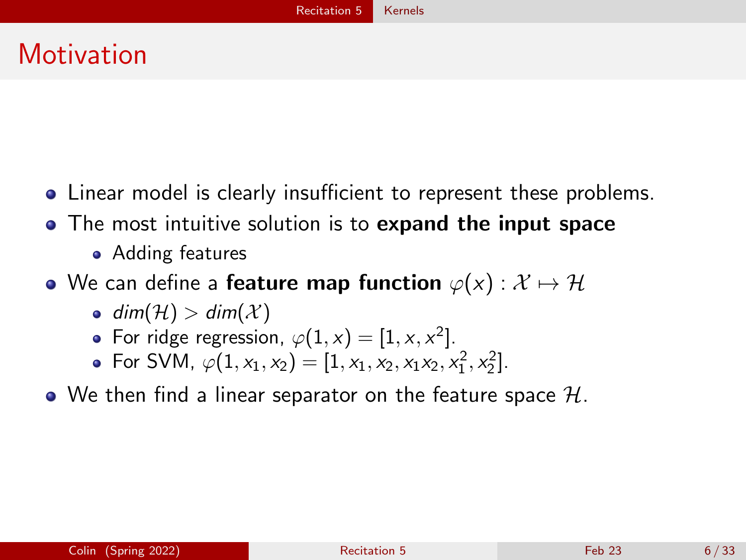# Motivation

- Linear model is clearly insufficient to represent these problems.
- The most intuitive solution is to **expand the input space**
  - Adding features
- We can define a **feature map function** $\varphi(x) : \mathcal{X} \mapsto \mathcal{H}$
  - $dim(\mathcal{H}) > dim(\mathcal{X})$
  - For ridge regression, $\varphi(1, x) = [1, x, x^2]$.
  - For SVM, $\varphi(1, x_1, x_2) = [1, x_1, x_2, x_1 x_2, x_1^2, x_2^2]$.
- We then find a linear separator on the feature space $\mathcal{H}$.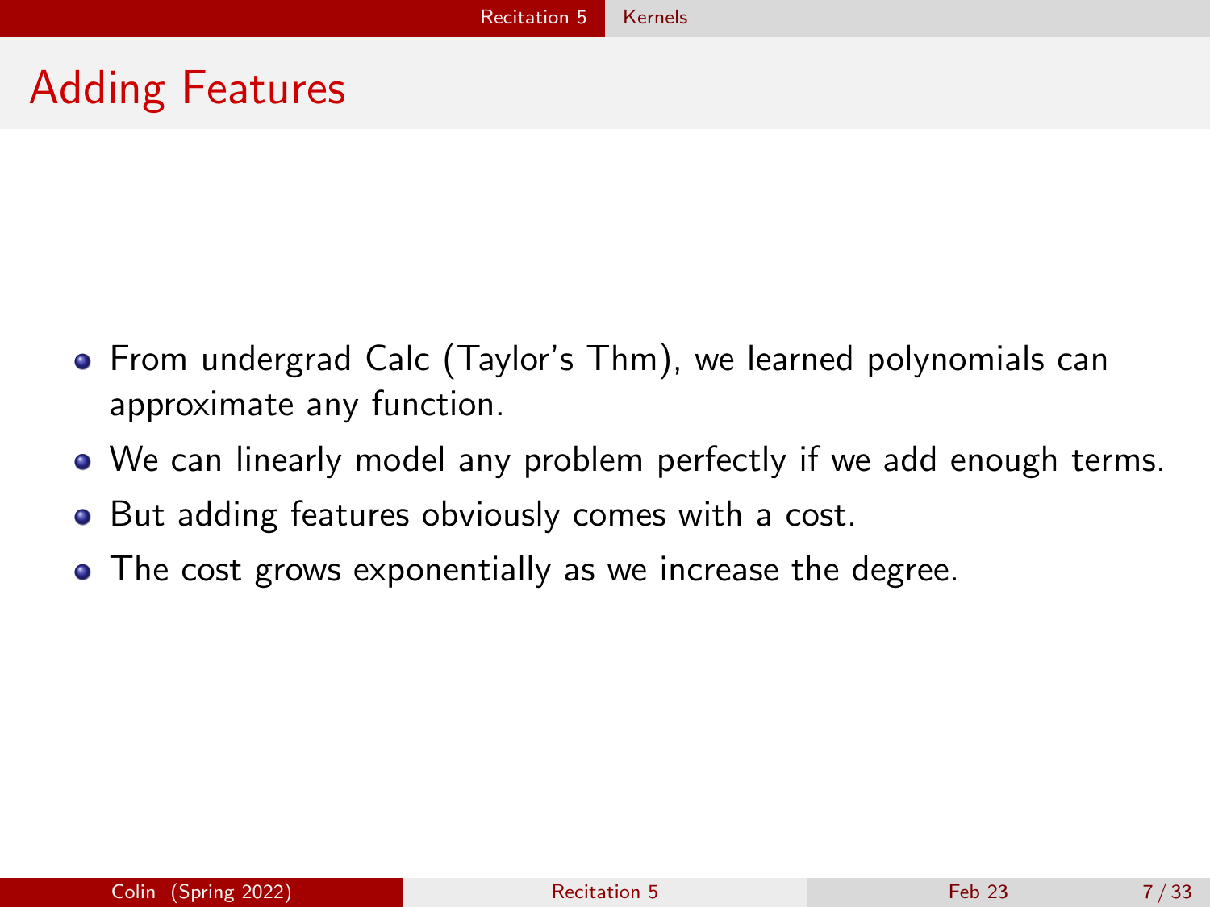# Adding Features

- From undergrad Calc (Taylor's Thm), we learned polynomials can approximate any function.
- We can linearly model any problem perfectly if we add enough terms.
- But adding features obviously comes with a cost.
- The cost grows exponentially as we increase the degree.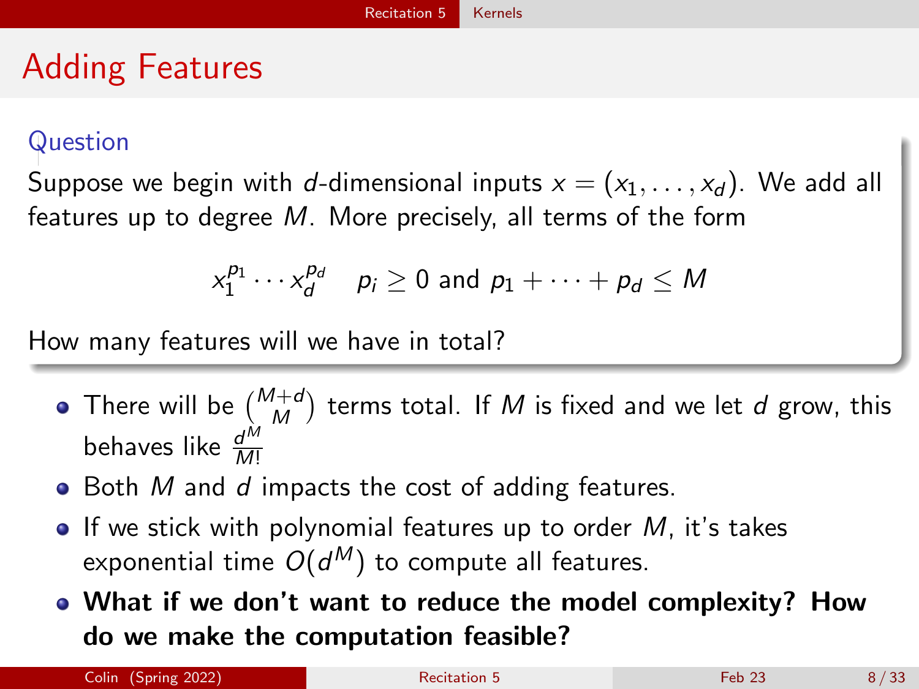# Adding Features

### Question

Suppose we begin with $d$-dimensional inputs $x = (x_1, \ldots, x_d)$. We add all features up to degree $M$. More precisely, all terms of the form

$$x_1^{p_1} \cdots x_d^{p_d} \quad p_i \geq 0 \text{ and } p_1 + \cdots + p_d \leq M$$

How many features will we have in total?

- There will be $\binom{M+d}{M}$ terms total. If $M$ is fixed and we let $d$ grow, this behaves like $\frac{d^M}{M!}$
- Both $M$ and $d$ impacts the cost of adding features.
- If we stick with polynomial features up to order $M$, it's takes exponential time $O(d^M)$ to compute all features.
- **What if we don't want to reduce the model complexity? How do we make the computation feasible?**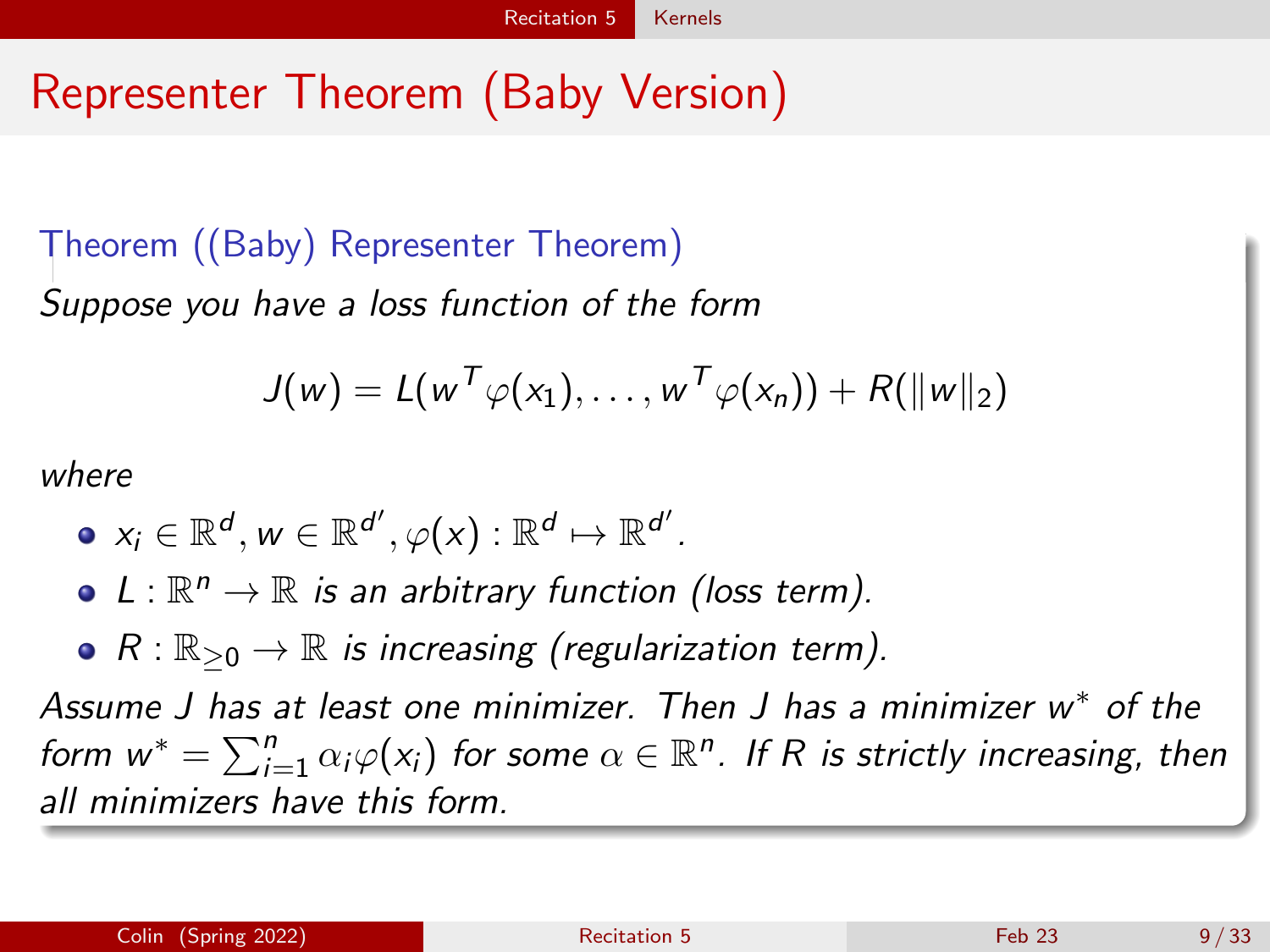# Representer Theorem (Baby Version)

**Theorem ((Baby) Representer Theorem)**

*Suppose you have a loss function of the form*

$$J(w) = L(w^T \varphi(x_1), \ldots, w^T \varphi(x_n)) + R(\|w\|_2)$$

*where*

- $x_i \in \mathbb{R}^d, w \in \mathbb{R}^{d'}, \varphi(x) : \mathbb{R}^d \mapsto \mathbb{R}^{d'}$.
- $L : \mathbb{R}^n \to \mathbb{R}$ *is an arbitrary function (loss term).*
- $R : \mathbb{R}_{\geq 0} \to \mathbb{R}$ *is increasing (regularization term).*

*Assume $J$ has at least one minimizer. Then $J$ has a minimizer $w^*$ of the form $w^* = \sum_{i=1}^n \alpha_i \varphi(x_i)$ for some $\alpha \in \mathbb{R}^n$. If $R$ is strictly increasing, then all minimizers have this form.*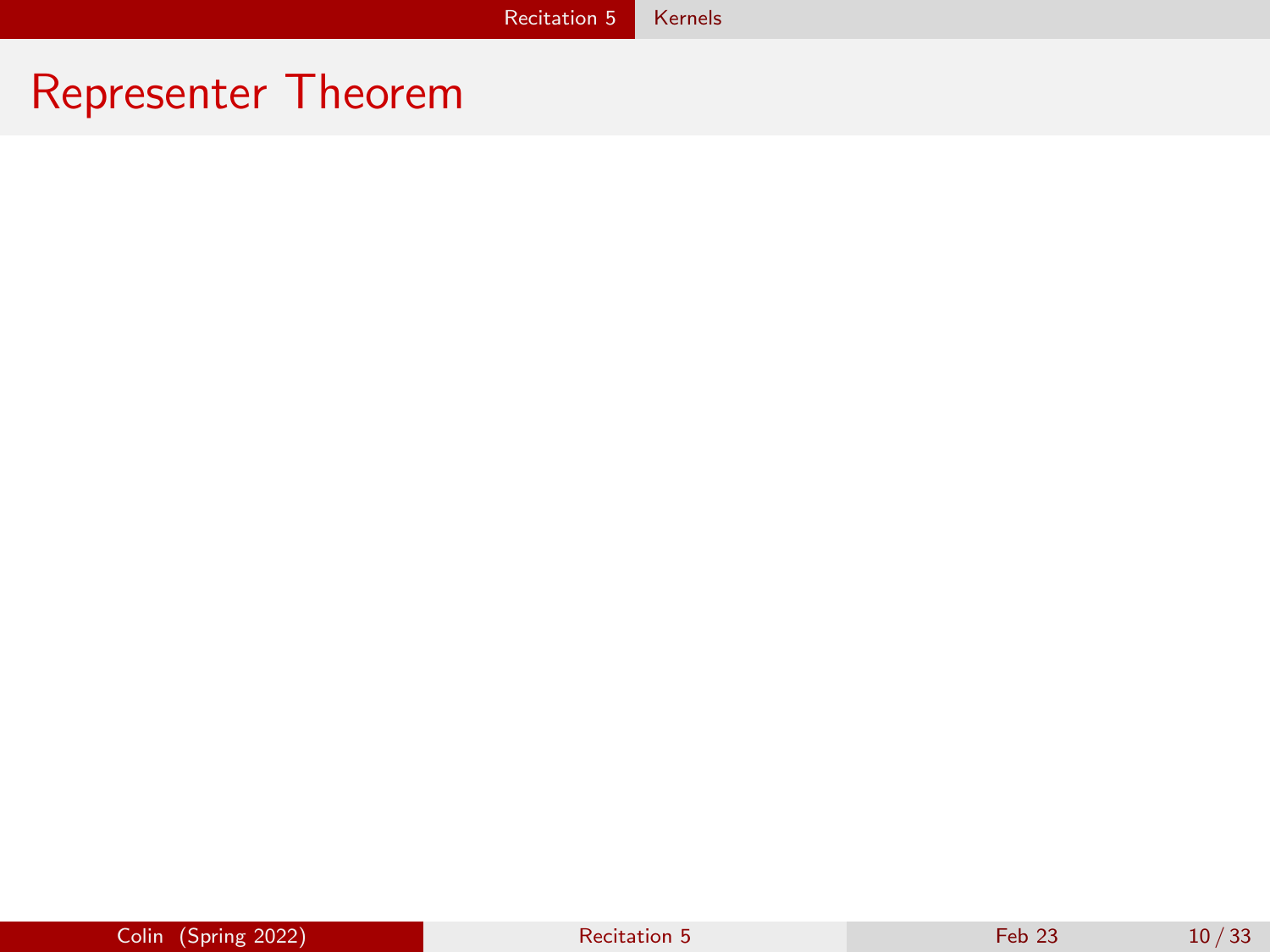# Representer Theorem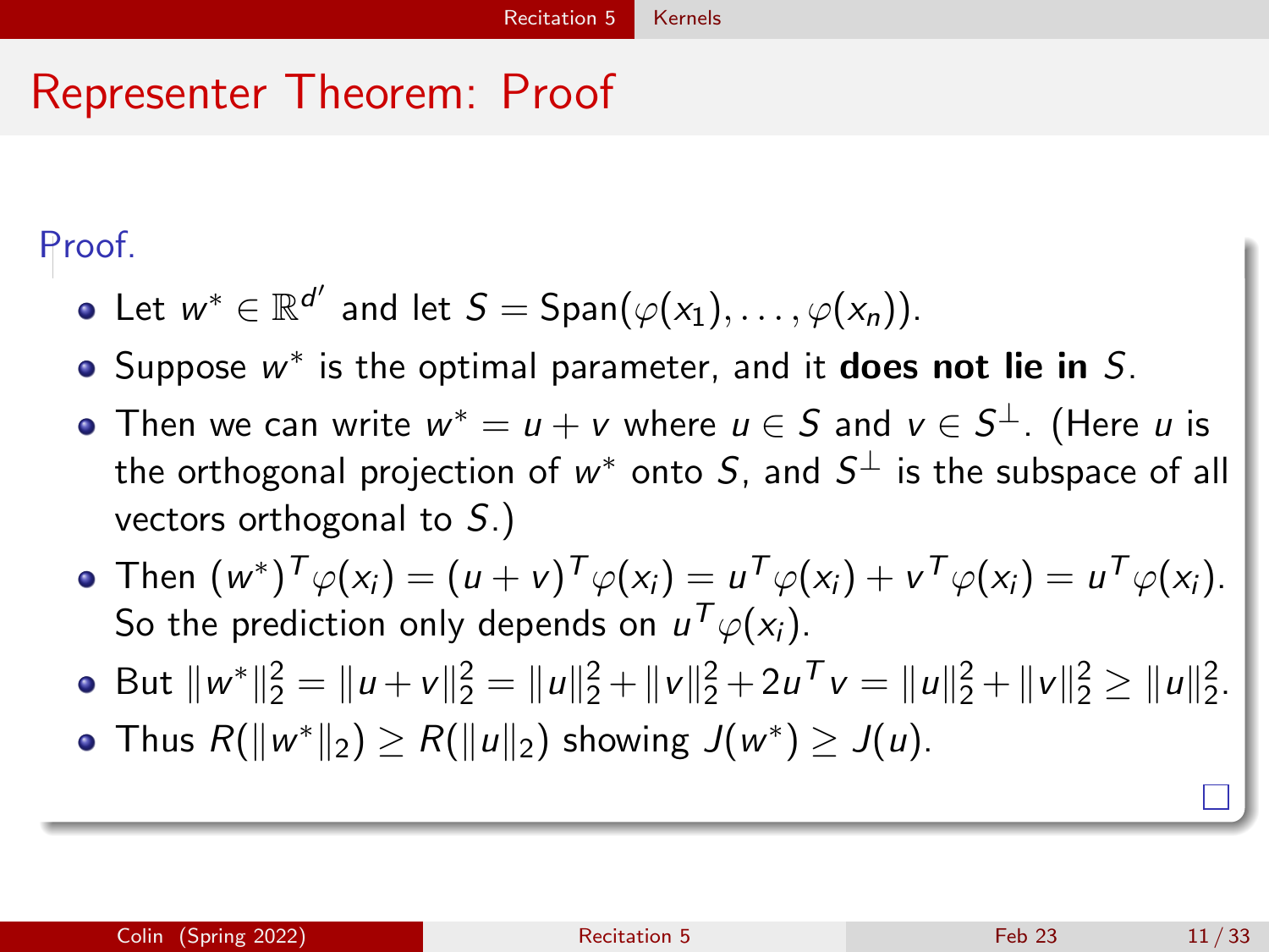# Representer Theorem: Proof

*Proof.*

- Let $w^* \in \mathbb{R}^{d'}$ and let $S = \text{Span}(\varphi(x_1), \ldots, \varphi(x_n))$.
- Suppose $w^*$ is the optimal parameter, and it **does not lie in** $S$.
- Then we can write $w^* = u + v$ where $u \in S$ and $v \in S^\perp$. (Here $u$ is the orthogonal projection of $w^*$ onto $S$, and $S^\perp$ is the subspace of all vectors orthogonal to $S$.)
- Then $(w^*)^T\varphi(x_i) = (u+v)^T\varphi(x_i) = u^T\varphi(x_i) + v^T\varphi(x_i) = u^T\varphi(x_i)$. So the prediction only depends on $u^T\varphi(x_i)$.
- But $\|w^*\|_2^2 = \|u+v\|_2^2 = \|u\|_2^2 + \|v\|_2^2 + 2u^Tv = \|u\|_2^2 + \|v\|_2^2 \geq \|u\|_2^2$.
- Thus $R(\|w^*\|_2) \geq R(\|u\|_2)$ showing $J(w^*) \geq J(u)$.

□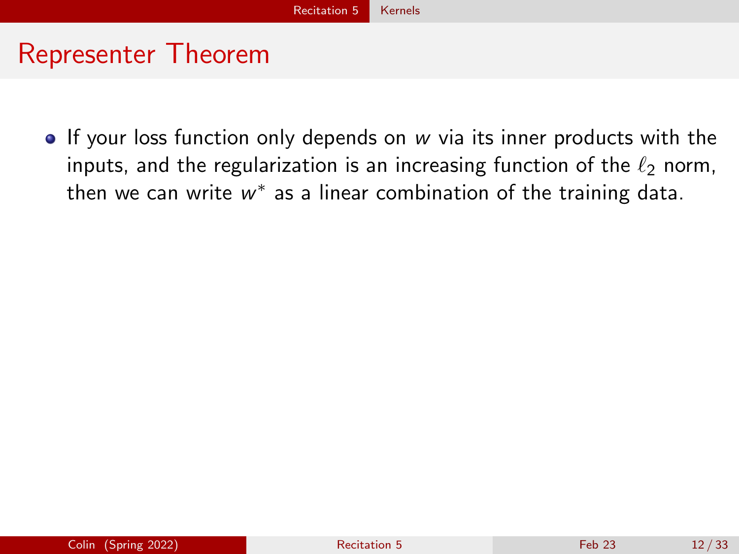# Representer Theorem

- If your loss function only depends on $w$ via its inner products with the inputs, and the regularization is an increasing function of the $\ell_2$ norm, then we can write $w^*$ as a linear combination of the training data.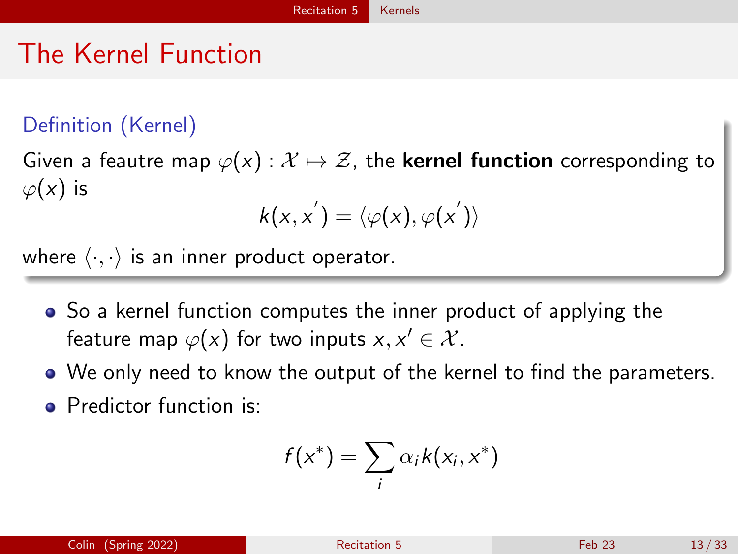# The Kernel Function

**Definition (Kernel)**

Given a feautre map $\varphi(x) : \mathcal{X} \mapsto \mathcal{Z}$, the **kernel function** corresponding to $\varphi(x)$ is

$$k(x, x^{'}) = \langle \varphi(x), \varphi(x^{'}) \rangle$$

where $\langle \cdot, \cdot \rangle$ is an inner product operator.

- So a kernel function computes the inner product of applying the feature map $\varphi(x)$ for two inputs $x, x' \in \mathcal{X}$.
- We only need to know the output of the kernel to find the parameters.
- Predictor function is:

$$f(x^*) = \sum_i \alpha_i k(x_i, x^*)$$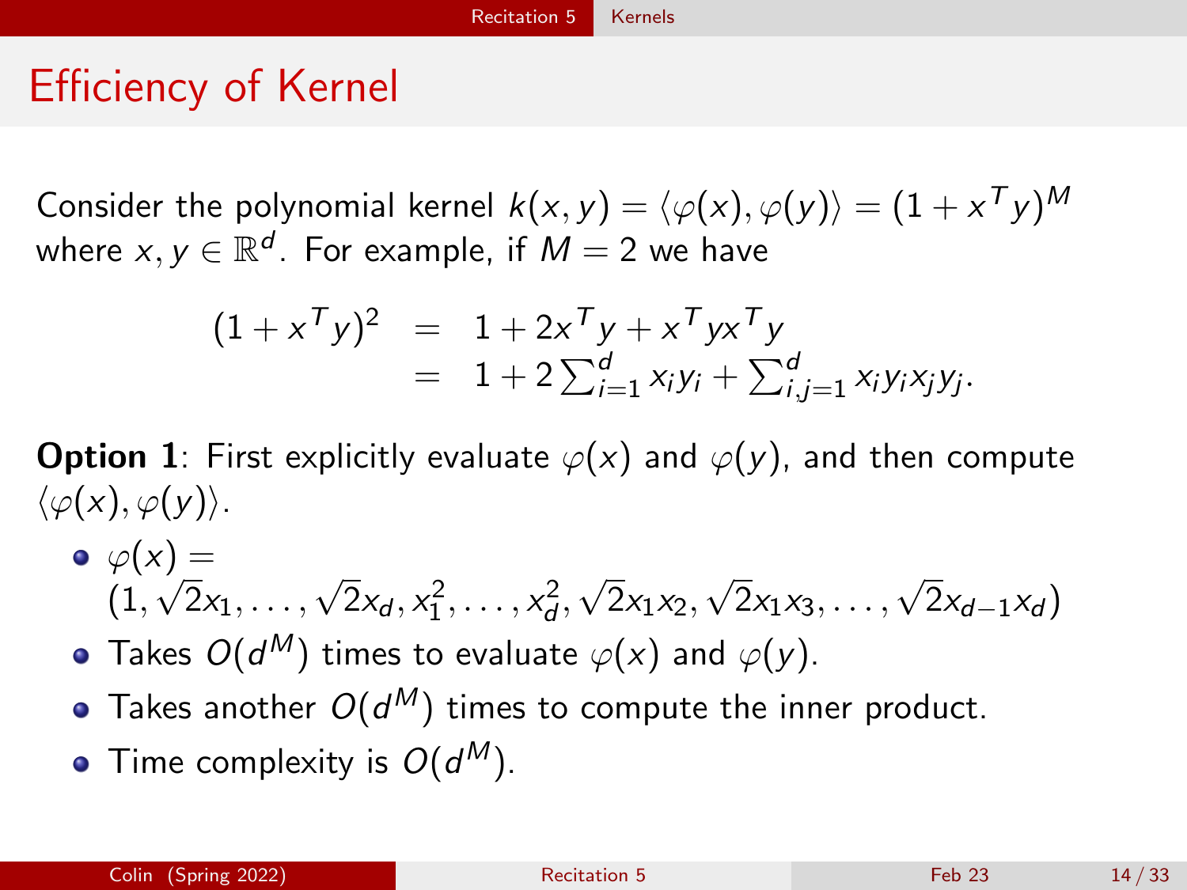# Efficiency of Kernel

Consider the polynomial kernel $k(x, y) = \langle \varphi(x), \varphi(y) \rangle = (1 + x^T y)^M$ where $x, y \in \mathbb{R}^d$. For example, if $M = 2$ we have

$$
\begin{aligned}
(1 + x^T y)^2 &= 1 + 2x^T y + x^T y x^T y \\
&= 1 + 2\sum_{i=1}^{d} x_i y_i + \sum_{i,j=1}^{d} x_i y_i x_j y_j.
\end{aligned}
$$

**Option 1**: First explicitly evaluate $\varphi(x)$ and $\varphi(y)$, and then compute $\langle \varphi(x), \varphi(y) \rangle$.

- $\varphi(x) = (1, \sqrt{2}x_1, \ldots, \sqrt{2}x_d, x_1^2, \ldots, x_d^2, \sqrt{2}x_1x_2, \sqrt{2}x_1x_3, \ldots, \sqrt{2}x_{d-1}x_d)$
- Takes $O(d^M)$ times to evaluate $\varphi(x)$ and $\varphi(y)$.
- Takes another $O(d^M)$ times to compute the inner product.
- Time complexity is $O(d^M)$.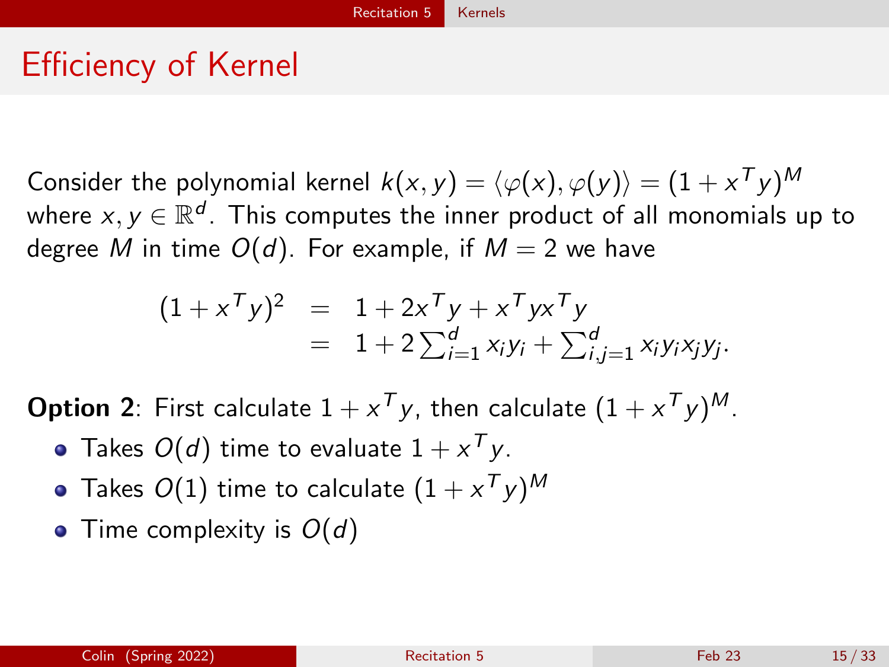# Efficiency of Kernel

Consider the polynomial kernel $k(x, y) = \langle \varphi(x), \varphi(y) \rangle = (1 + x^T y)^M$ where $x, y \in \mathbb{R}^d$. This computes the inner product of all monomials up to degree $M$ in time $O(d)$. For example, if $M = 2$ we have

$$
\begin{aligned}
(1 + x^T y)^2 &= 1 + 2x^T y + x^T y x^T y \\
&= 1 + 2\sum_{i=1}^{d} x_i y_i + \sum_{i,j=1}^{d} x_i y_i x_j y_j.
\end{aligned}
$$

**Option 2**: First calculate $1 + x^T y$, then calculate $(1 + x^T y)^M$.

- Takes $O(d)$ time to evaluate $1 + x^T y$.
- Takes $O(1)$ time to calculate $(1 + x^T y)^M$
- Time complexity is $O(d)$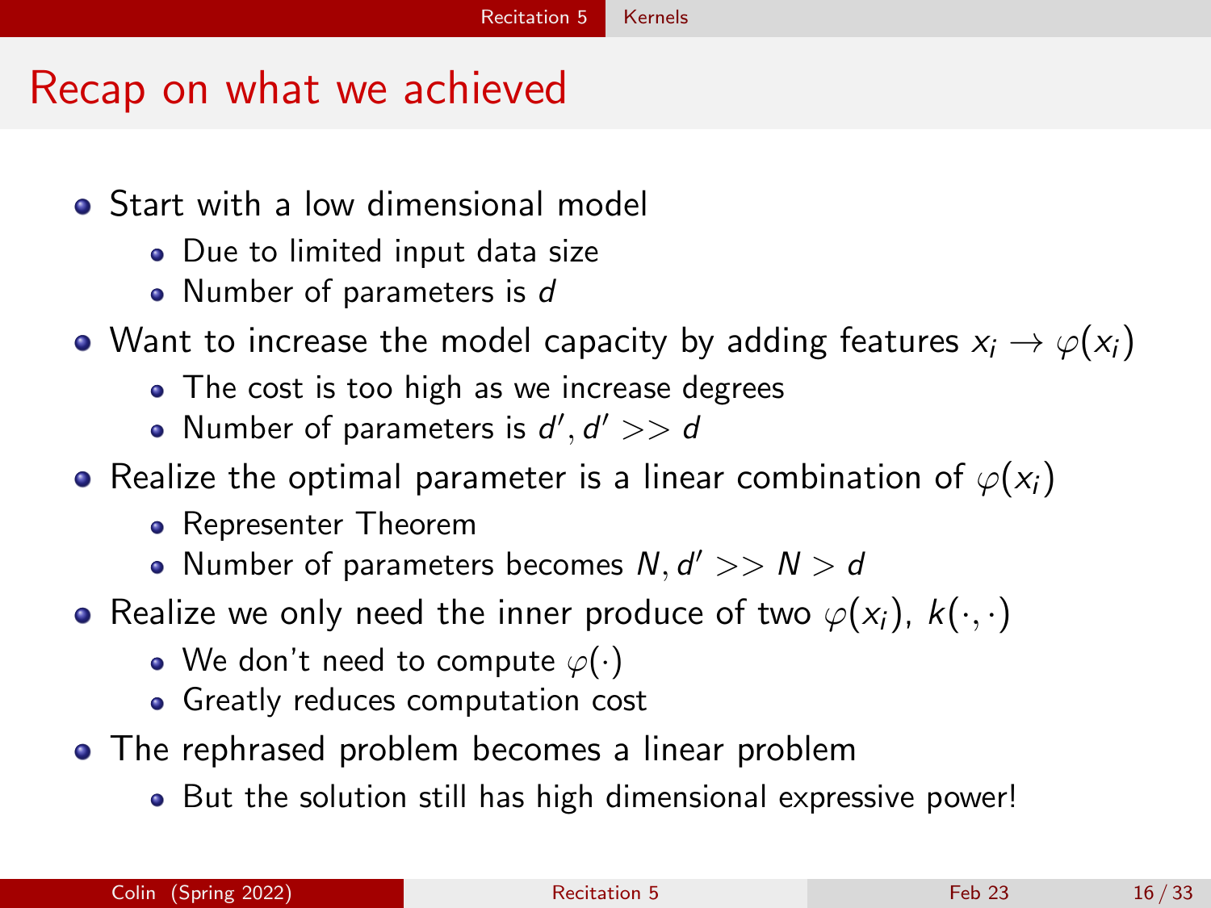# Recap on what we achieved

- Start with a low dimensional model
  - Due to limited input data size
  - Number of parameters is $d$
- Want to increase the model capacity by adding features $x_i \to \varphi(x_i)$
  - The cost is too high as we increase degrees
  - Number of parameters is $d', d' >> d$
- Realize the optimal parameter is a linear combination of $\varphi(x_i)$
  - Representer Theorem
  - Number of parameters becomes $N, d' >> N > d$
- Realize we only need the inner produce of two $\varphi(x_i)$, $k(\cdot, \cdot)$
  - We don't need to compute $\varphi(\cdot)$
  - Greatly reduces computation cost
- The rephrased problem becomes a linear problem
  - But the solution still has high dimensional expressive power!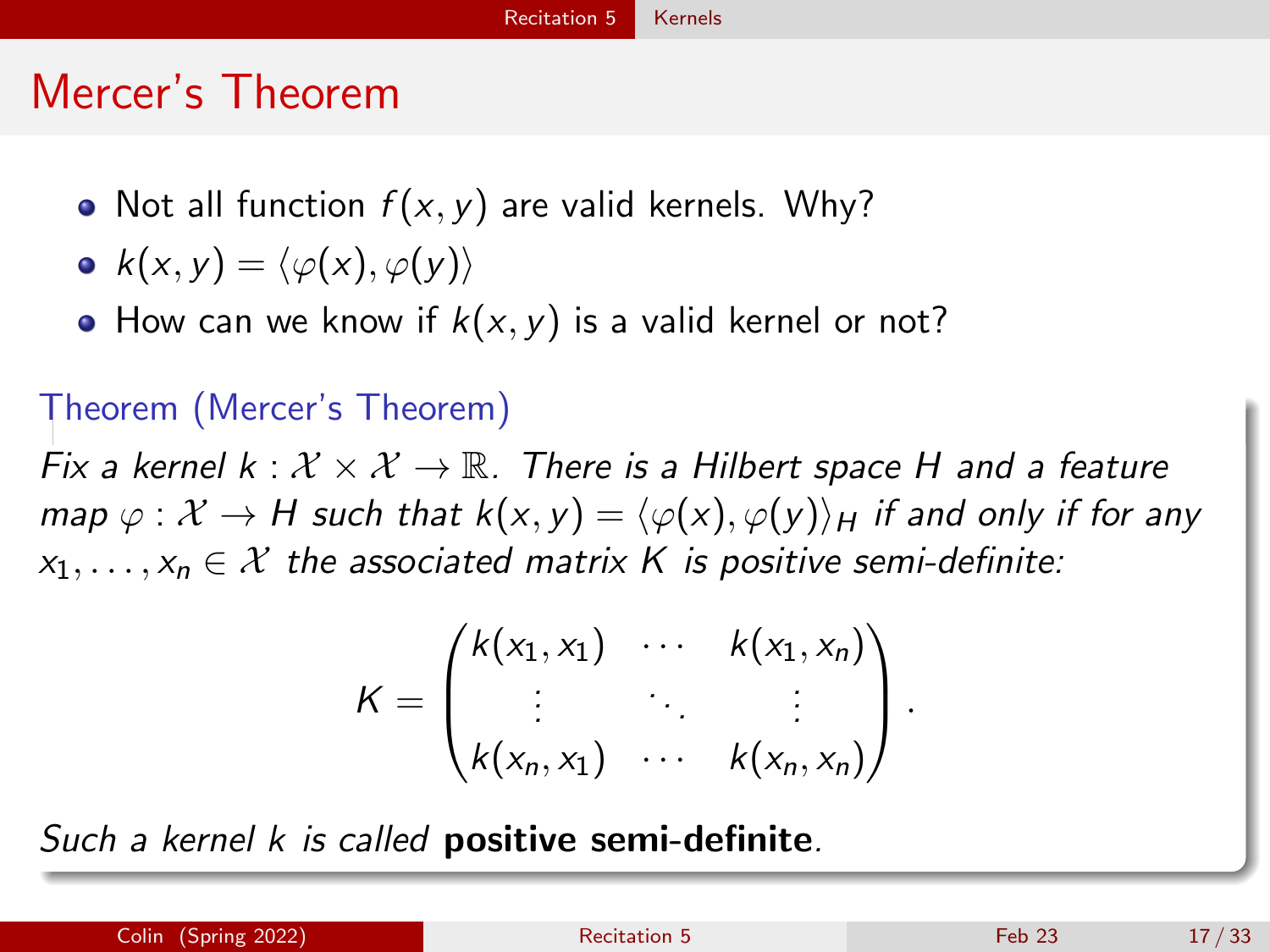# Mercer's Theorem

- Not all function $f(x, y)$ are valid kernels. Why?
- $k(x, y) = \langle \varphi(x), \varphi(y) \rangle$
- How can we know if $k(x, y)$ is a valid kernel or not?

**Theorem (Mercer's Theorem)**

*Fix a kernel $k : \mathcal{X} \times \mathcal{X} \to \mathbb{R}$. There is a Hilbert space $H$ and a feature map $\varphi : \mathcal{X} \to H$ such that $k(x, y) = \langle \varphi(x), \varphi(y) \rangle_H$ if and only if for any $x_1, \ldots, x_n \in \mathcal{X}$ the associated matrix $K$ is positive semi-definite:*

$$K = \begin{pmatrix} k(x_1, x_1) & \cdots & k(x_1, x_n) \\ \vdots & \ddots & \vdots \\ k(x_n, x_1) & \cdots & k(x_n, x_n) \end{pmatrix}.$$

*Such a kernel $k$ is called* **positive semi-definite**.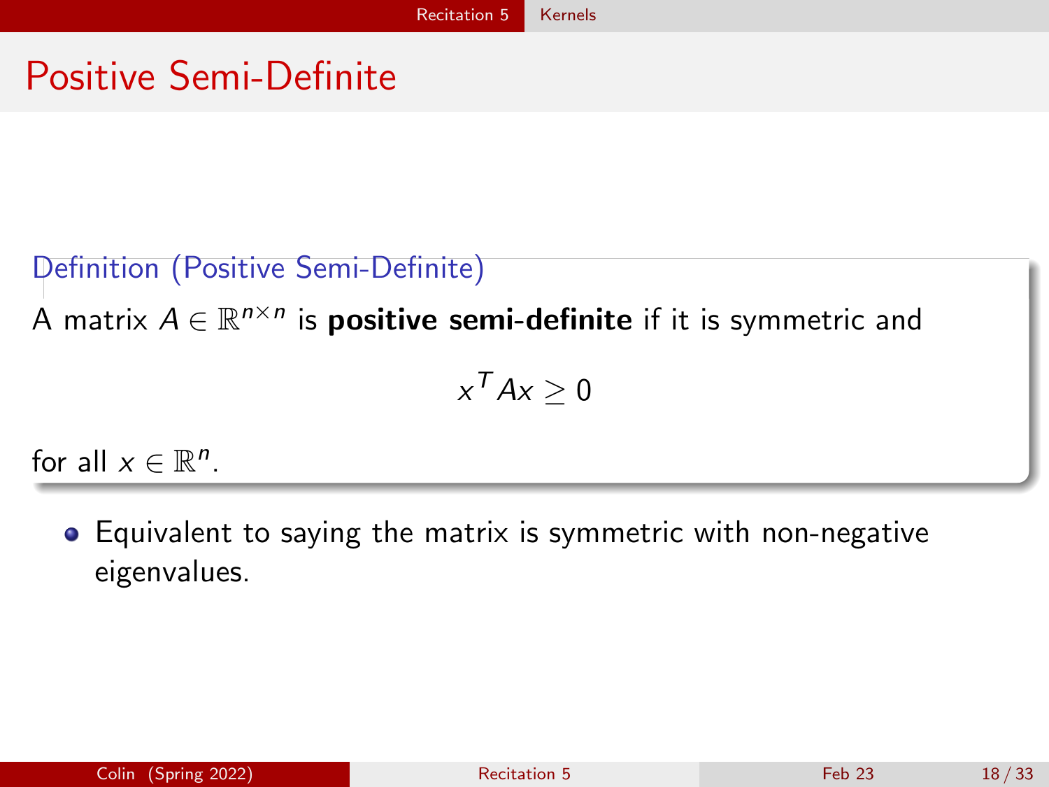# Positive Semi-Definite

**Definition (Positive Semi-Definite)**

A matrix $A \in \mathbb{R}^{n \times n}$ is **positive semi-definite** if it is symmetric and

$$x^T Ax \geq 0$$

for all $x \in \mathbb{R}^n$.

- Equivalent to saying the matrix is symmetric with non-negative eigenvalues.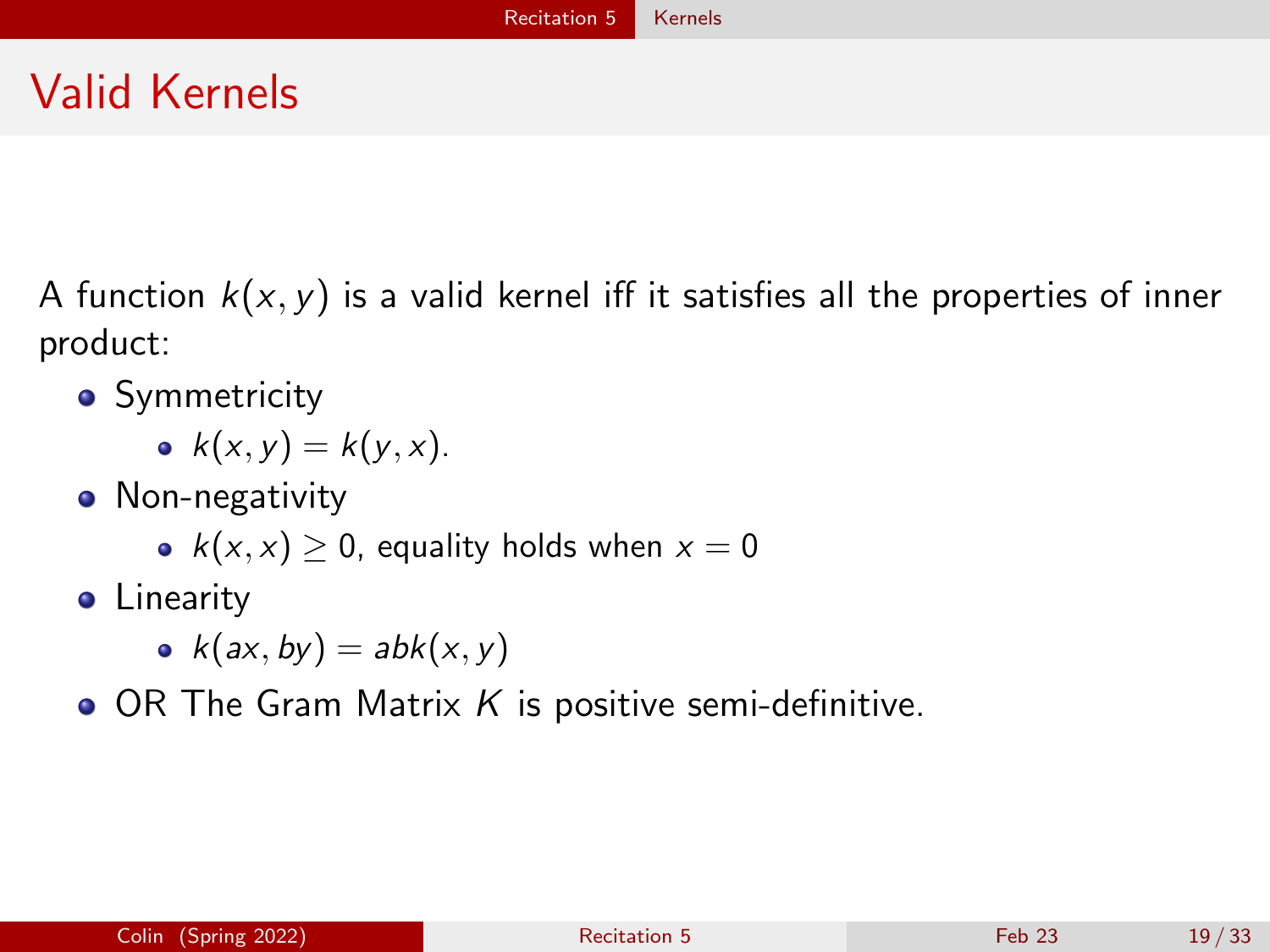# Valid Kernels

A function $k(x, y)$ is a valid kernel iff it satisfies all the properties of inner product:

- Symmetricity
  - $k(x, y) = k(y, x)$.
- Non-negativity
  - $k(x, x) \geq 0$, equality holds when $x = 0$
- Linearity
  - $k(ax, by) = abk(x, y)$
- OR The Gram Matrix $K$ is positive semi-definitive.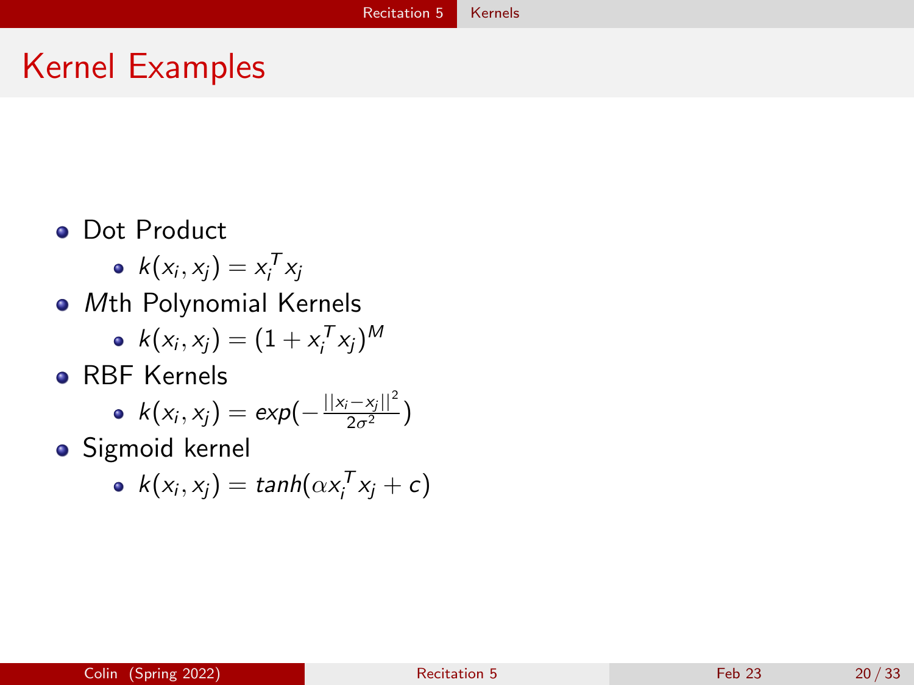# Kernel Examples

- Dot Product
  - $k(x_i, x_j) = x_i^T x_j$
- $M$th Polynomial Kernels
  - $k(x_i, x_j) = (1 + x_i^T x_j)^M$
- RBF Kernels
  - $k(x_i, x_j) = exp(-\frac{||x_i - x_j||^2}{2\sigma^2})$
- Sigmoid kernel
  - $k(x_i, x_j) = tanh(\alpha x_i^T x_j + c)$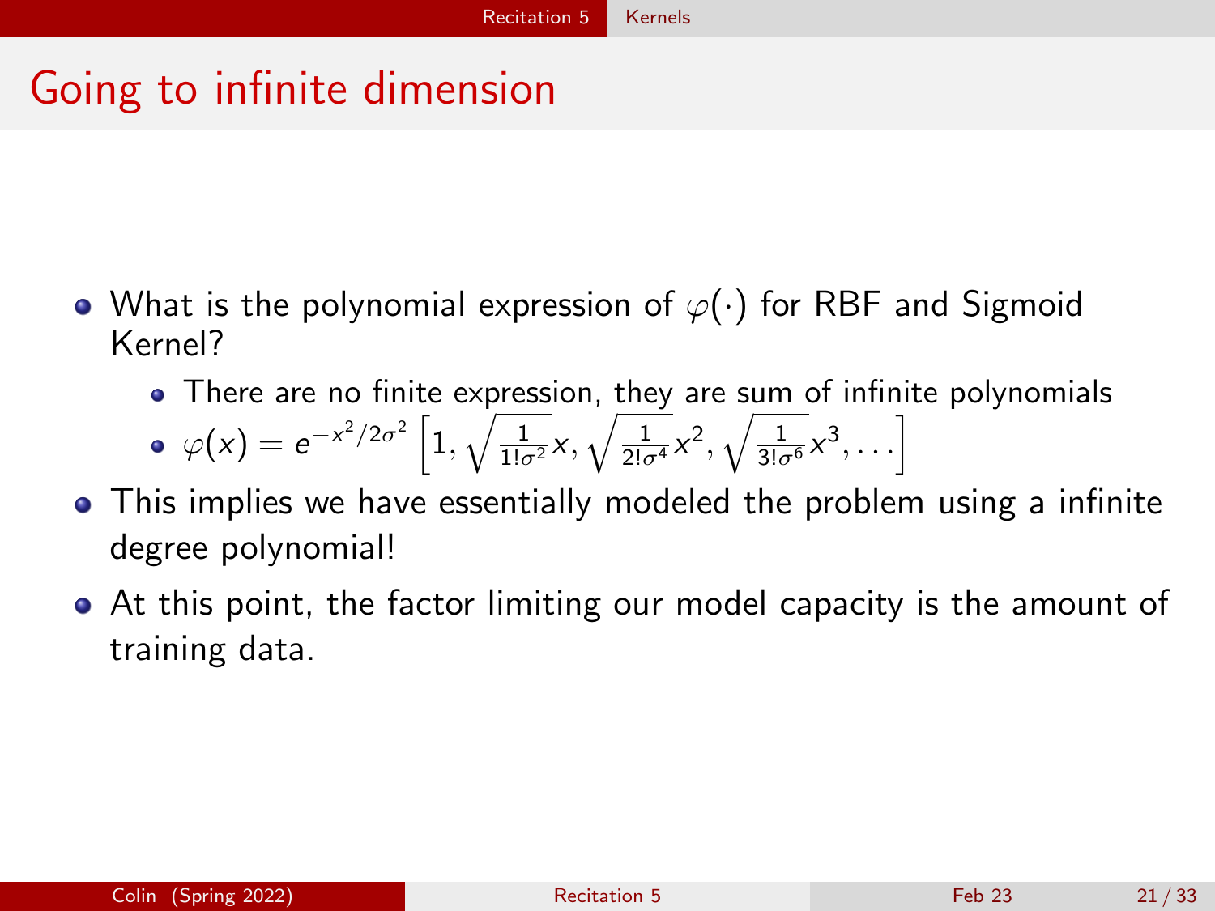# Going to infinite dimension

- What is the polynomial expression of $\varphi(\cdot)$ for RBF and Sigmoid Kernel?
  - There are no finite expression, they are sum of infinite polynomials
  - $\varphi(x) = e^{-x^2/2\sigma^2}\left[1, \sqrt{\frac{1}{1!\sigma^2}}x, \sqrt{\frac{1}{2!\sigma^4}}x^2, \sqrt{\frac{1}{3!\sigma^6}}x^3, \ldots\right]$
- This implies we have essentially modeled the problem using a infinite degree polynomial!
- At this point, the factor limiting our model capacity is the amount of training data.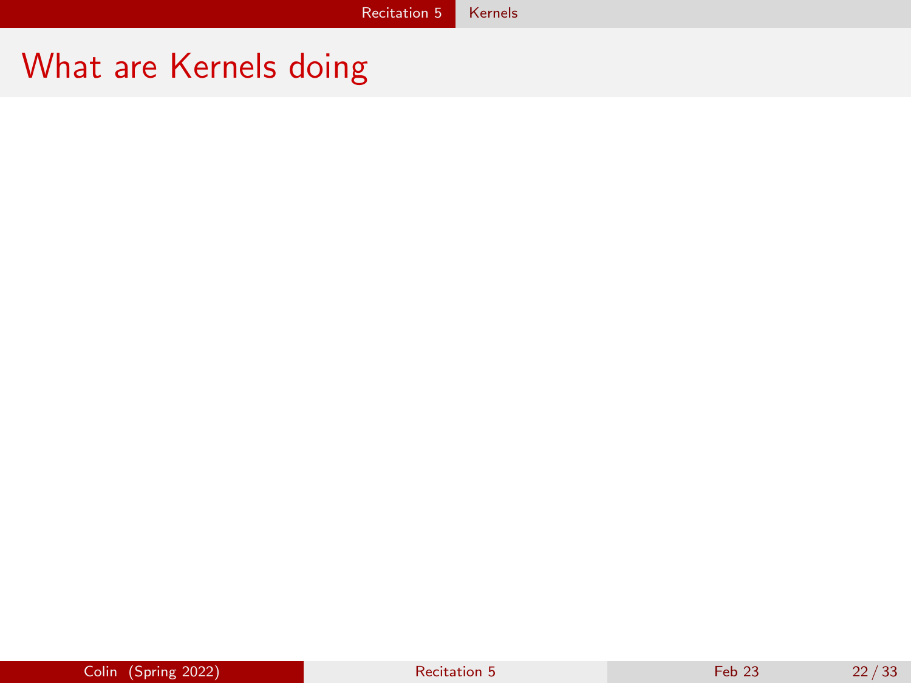# What are Kernels doing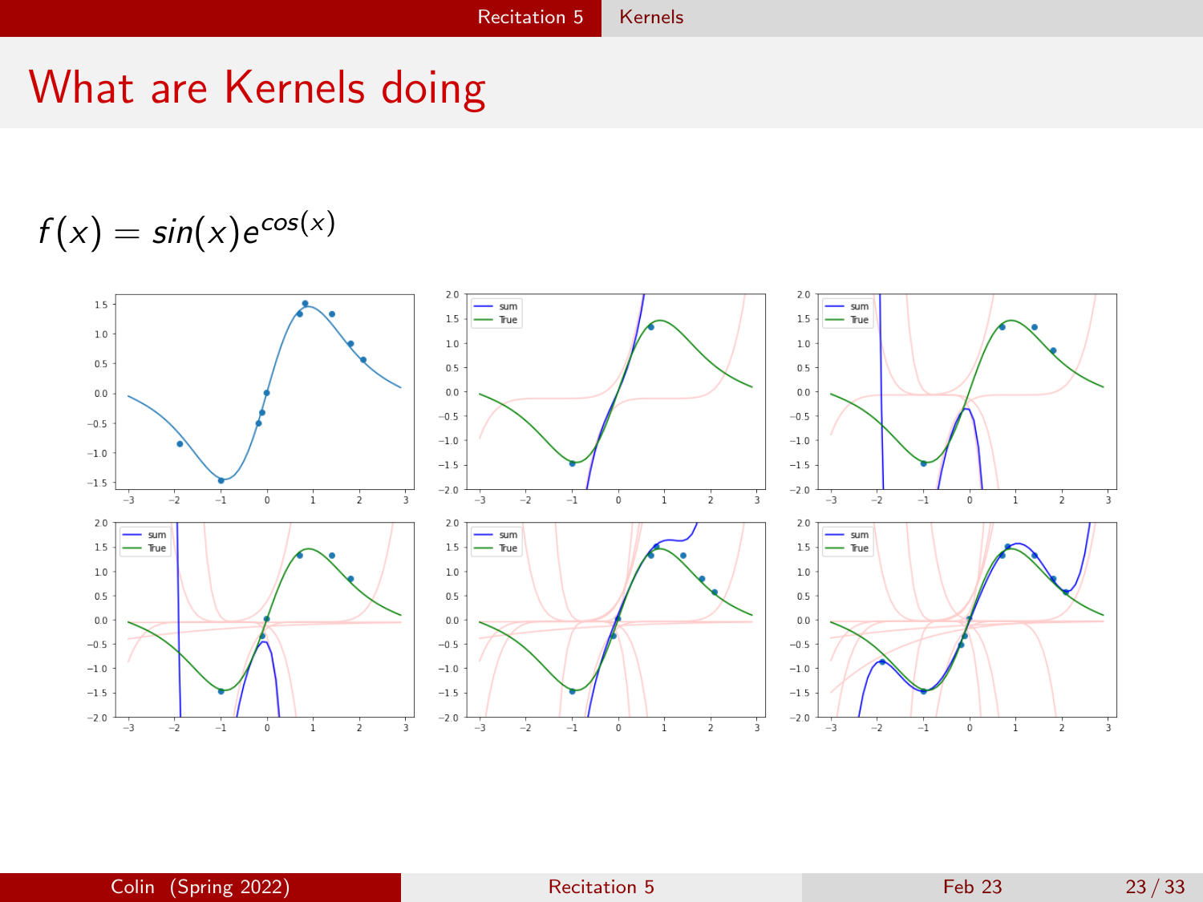# What are Kernels doing

$f(x) = sin(x)e^{cos(x)}$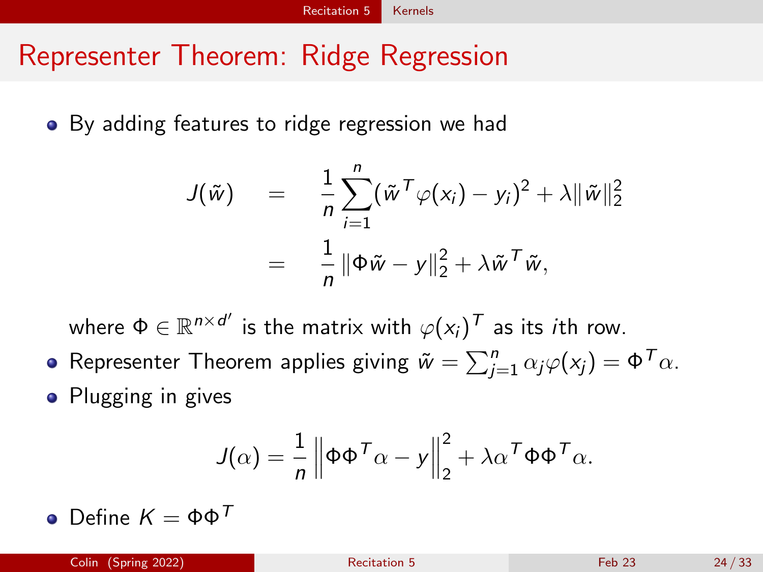# Representer Theorem: Ridge Regression

- By adding features to ridge regression we had

$$
\begin{aligned}
J(\tilde{w}) &= \frac{1}{n}\sum_{i=1}^{n}(\tilde{w}^T\varphi(x_i) - y_i)^2 + \lambda\|\tilde{w}\|_2^2 \\
&= \frac{1}{n}\|\Phi\tilde{w} - y\|_2^2 + \lambda\tilde{w}^T\tilde{w},
\end{aligned}
$$

  where $\Phi \in \mathbb{R}^{n \times d'}$ is the matrix with $\varphi(x_i)^T$ as its $i$th row.

- Representer Theorem applies giving $\tilde{w} = \sum_{j=1}^{n}\alpha_j\varphi(x_j) = \Phi^T\alpha$.
- Plugging in gives

$$
J(\alpha) = \frac{1}{n}\left\|\Phi\Phi^T\alpha - y\right\|_2^2 + \lambda\alpha^T\Phi\Phi^T\alpha.
$$

- Define $K = \Phi\Phi^T$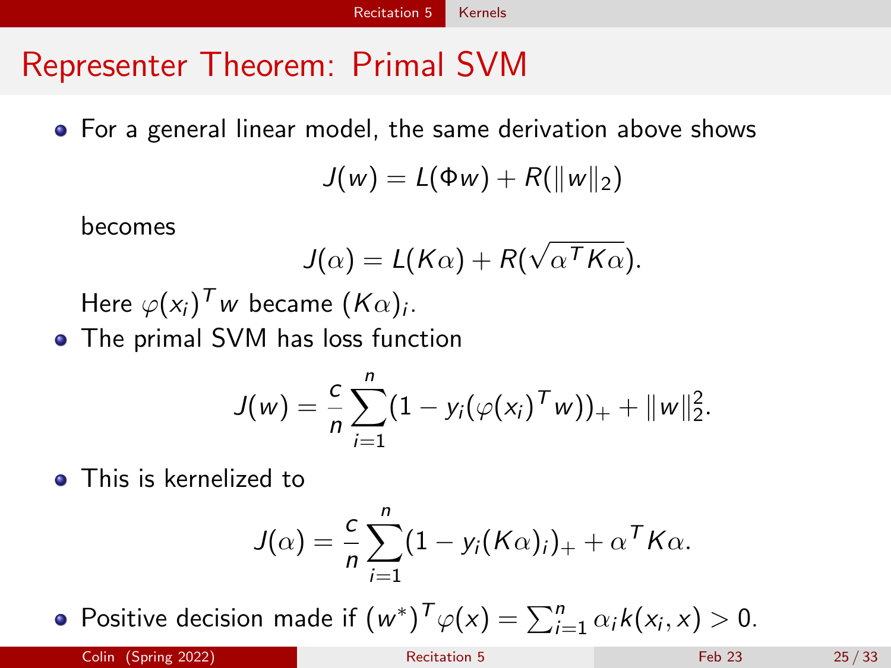# Representer Theorem: Primal SVM

- For a general linear model, the same derivation above shows

$$J(w) = L(\Phi w) + R(\|w\|_2)$$

  becomes

$$J(\alpha) = L(K\alpha) + R(\sqrt{\alpha^T K \alpha}).$$

  Here $\varphi(x_i)^T w$ became $(K\alpha)_i$.

- The primal SVM has loss function

$$J(w) = \frac{c}{n} \sum_{i=1}^{n} (1 - y_i(\varphi(x_i)^T w))_+ + \|w\|_2^2.$$

- This is kernelized to

$$J(\alpha) = \frac{c}{n} \sum_{i=1}^{n} (1 - y_i(K\alpha)_i)_+ + \alpha^T K \alpha.$$

- Positive decision made if $(w^*)^T \varphi(x) = \sum_{i=1}^{n} \alpha_i k(x_i, x) > 0$.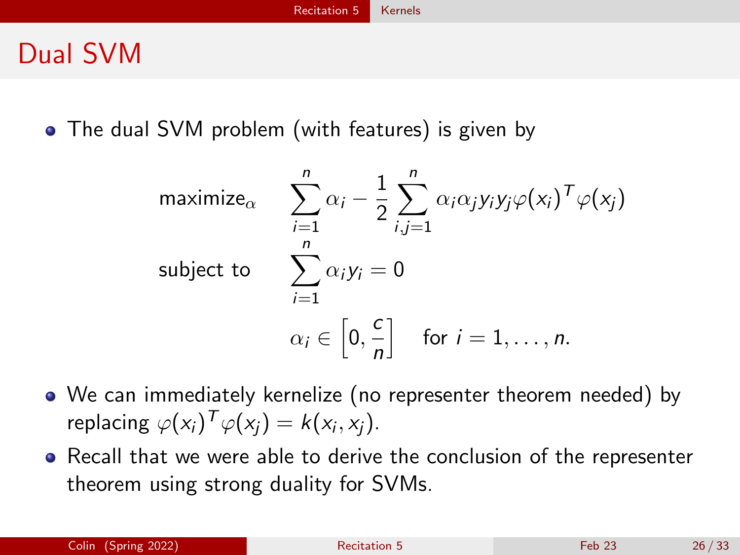# Dual SVM

- The dual SVM problem (with features) is given by

$$
\begin{aligned}
\text{maximize}_{\alpha} \quad & \sum_{i=1}^{n} \alpha_i - \frac{1}{2} \sum_{i,j=1}^{n} \alpha_i \alpha_j y_i y_j \varphi(x_i)^T \varphi(x_j) \\
\text{subject to} \quad & \sum_{i=1}^{n} \alpha_i y_i = 0 \\
& \alpha_i \in \left[0, \frac{c}{n}\right] \quad \text{for } i = 1, \ldots, n.
\end{aligned}
$$

- We can immediately kernelize (no representer theorem needed) by replacing $\varphi(x_i)^T \varphi(x_j) = k(x_i, x_j)$.
- Recall that we were able to derive the conclusion of the representer theorem using strong duality for SVMs.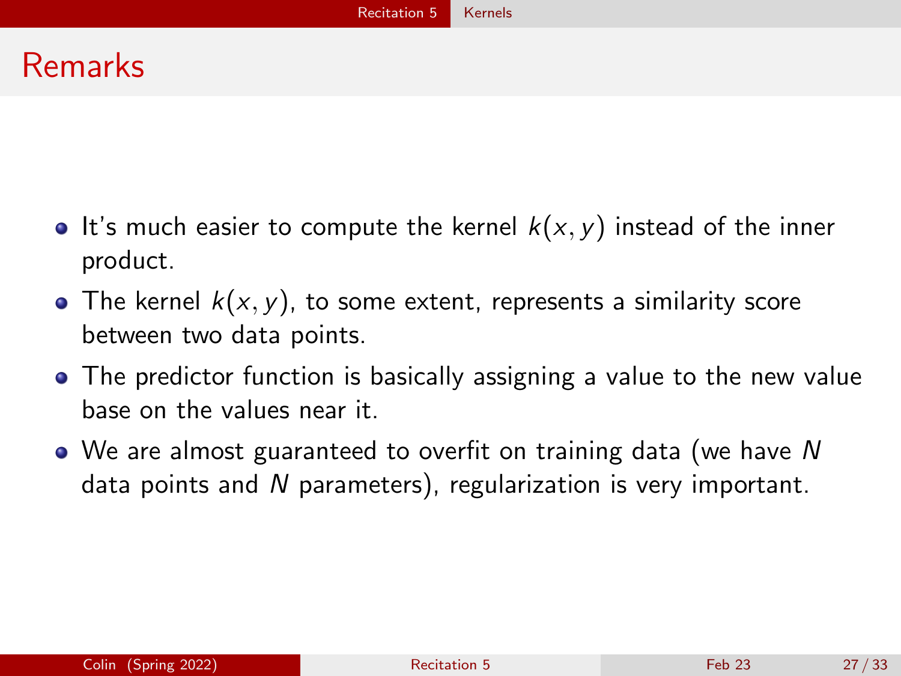# Remarks

- It's much easier to compute the kernel $k(x, y)$ instead of the inner product.
- The kernel $k(x, y)$, to some extent, represents a similarity score between two data points.
- The predictor function is basically assigning a value to the new value base on the values near it.
- We are almost guaranteed to overfit on training data (we have $N$ data points and $N$ parameters), regularization is very important.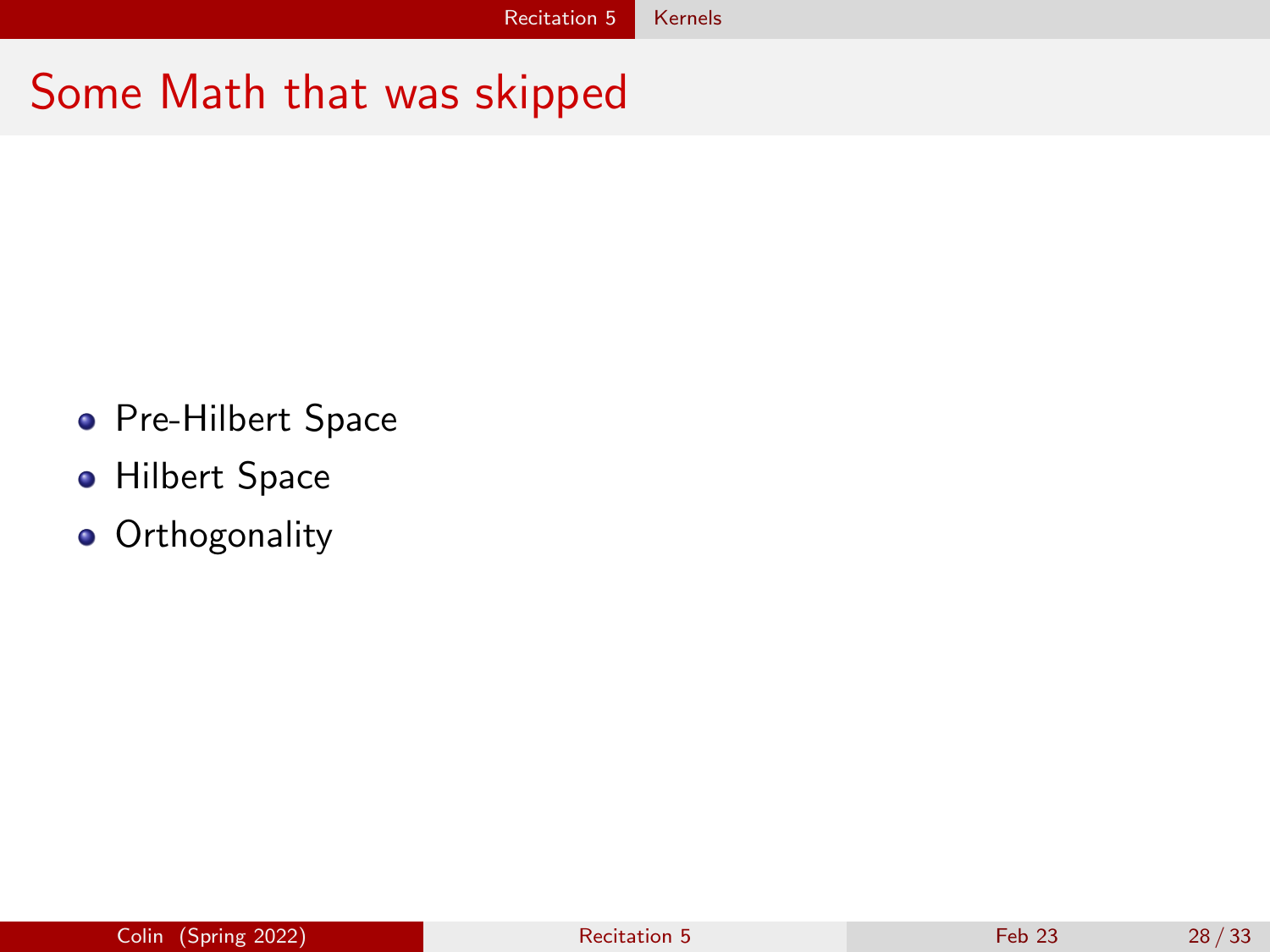# Some Math that was skipped

- Pre-Hilbert Space
- Hilbert Space
- Orthogonality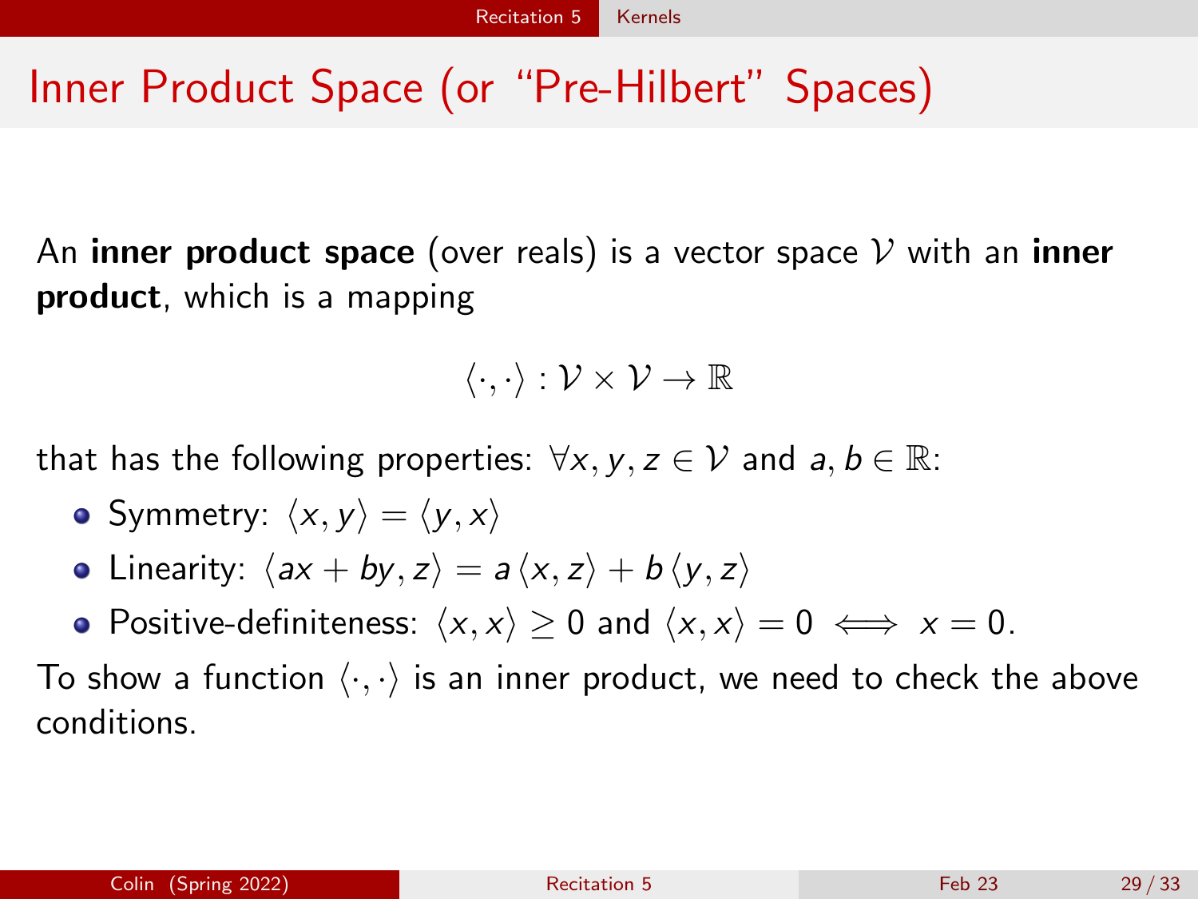# Inner Product Space (or “Pre-Hilbert” Spaces)

An **inner product space** (over reals) is a vector space $\mathcal{V}$ with an **inner product**, which is a mapping

$$\langle \cdot, \cdot \rangle : \mathcal{V} \times \mathcal{V} \to \mathbb{R}$$

that has the following properties: $\forall x, y, z \in \mathcal{V}$ and $a, b \in \mathbb{R}$:

- Symmetry: $\langle x, y \rangle = \langle y, x \rangle$
- Linearity: $\langle ax + by, z \rangle = a \langle x, z \rangle + b \langle y, z \rangle$
- Positive-definiteness: $\langle x, x \rangle \geq 0$ and $\langle x, x \rangle = 0 \iff x = 0$.

To show a function $\langle \cdot, \cdot \rangle$ is an inner product, we need to check the above conditions.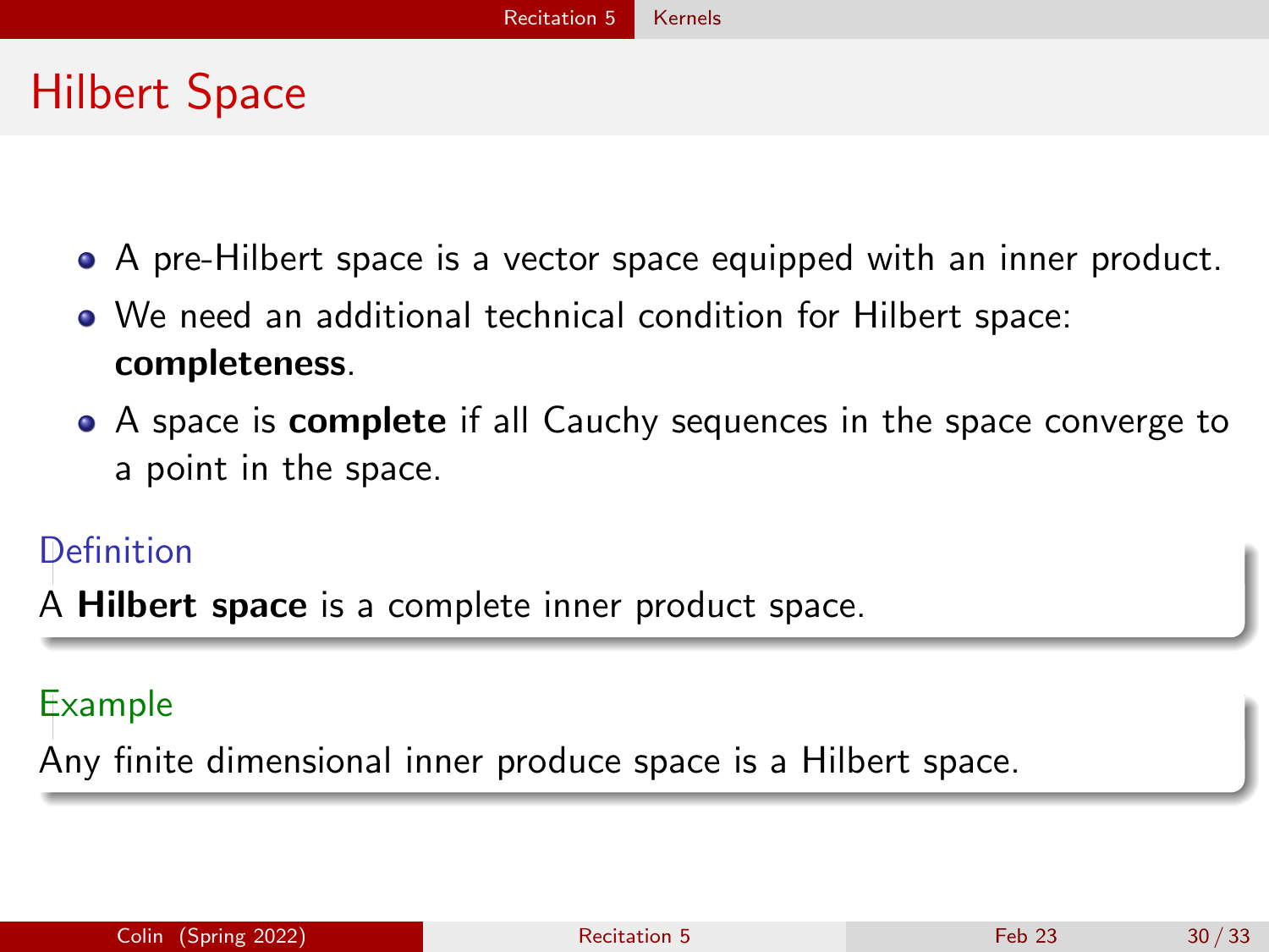# Hilbert Space

- A pre-Hilbert space is a vector space equipped with an inner product.
- We need an additional technical condition for Hilbert space: **completeness**.
- A space is **complete** if all Cauchy sequences in the space converge to a point in the space.

**Definition**

A **Hilbert space** is a complete inner product space.

**Example**

Any finite dimensional inner produce space is a Hilbert space.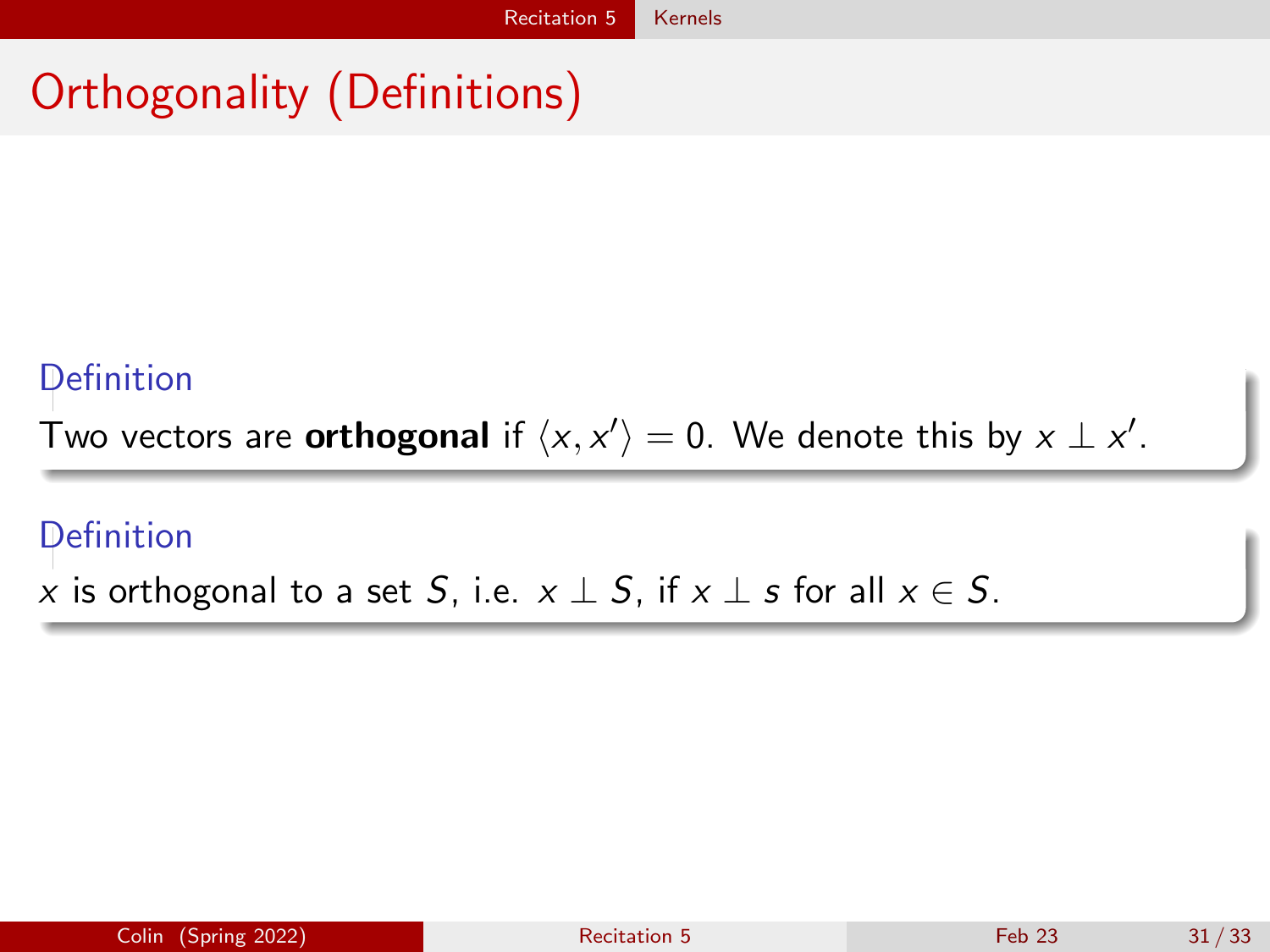# Orthogonality (Definitions)

**Definition**

Two vectors are **orthogonal** if $\langle x, x' \rangle = 0$. We denote this by $x \perp x'$.

**Definition**

$x$ is orthogonal to a set $S$, i.e. $x \perp S$, if $x \perp s$ for all $x \in S$.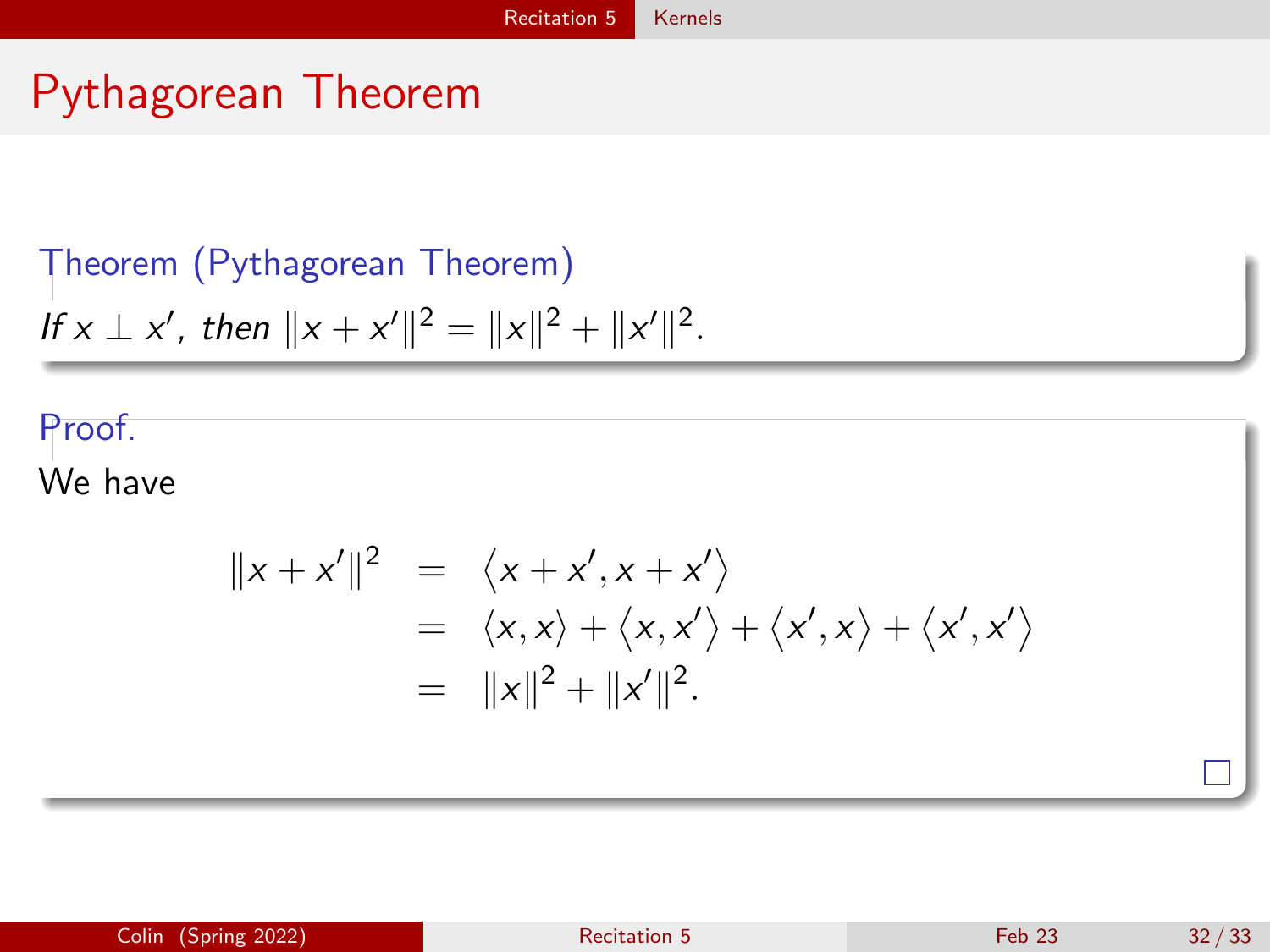# Pythagorean Theorem

**Theorem (Pythagorean Theorem)**

*If $x \perp x'$, then $\|x + x'\|^2 = \|x\|^2 + \|x'\|^2$.*

**Proof.**

We have

$$
\begin{aligned}
\|x + x'\|^2 &= \left\langle x + x', x + x' \right\rangle \\
&= \langle x, x \rangle + \left\langle x, x' \right\rangle + \left\langle x', x \right\rangle + \left\langle x', x' \right\rangle \\
&= \|x\|^2 + \|x'\|^2.
\end{aligned}
$$

□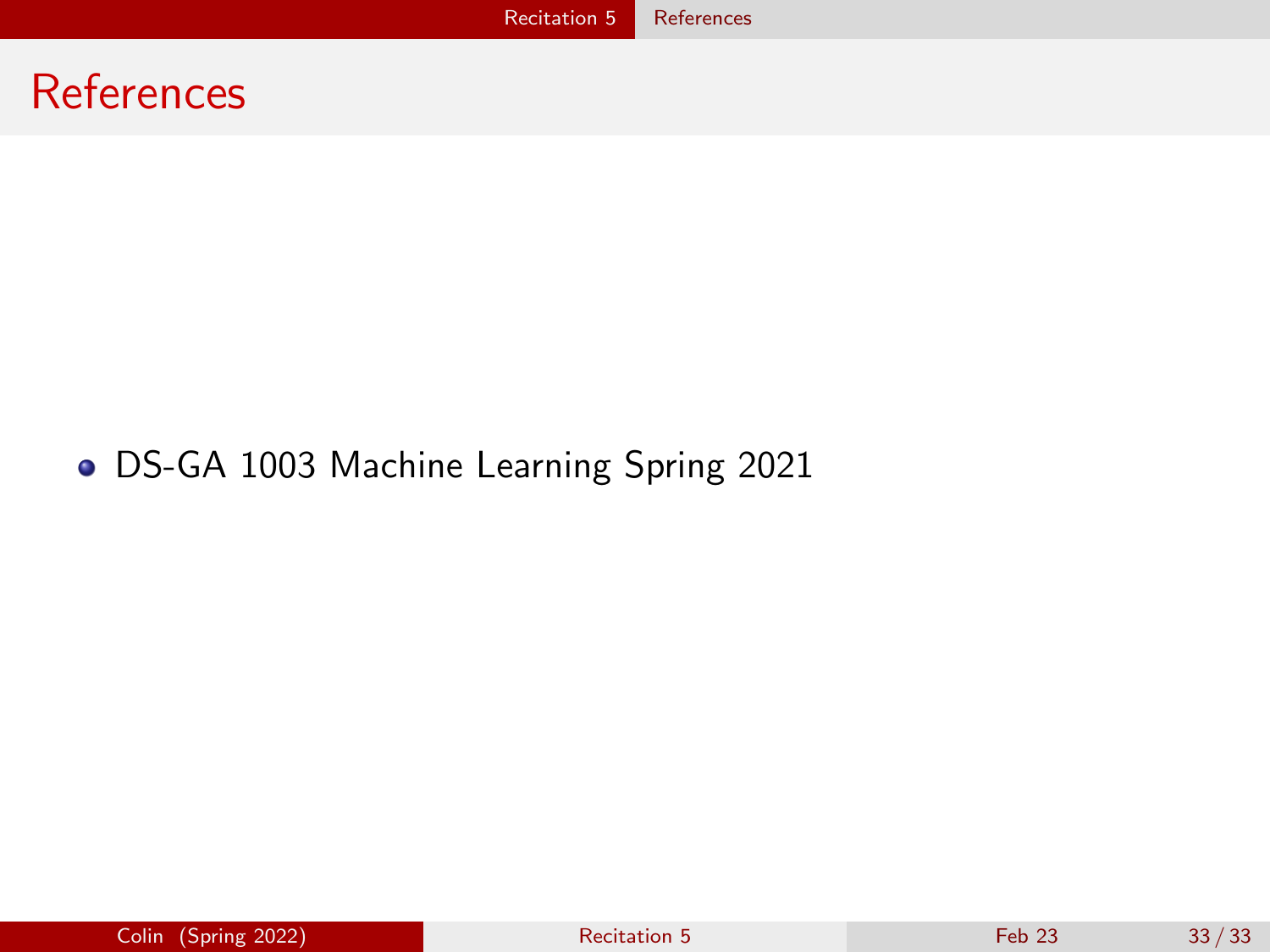# References

- DS-GA 1003 Machine Learning Spring 2021